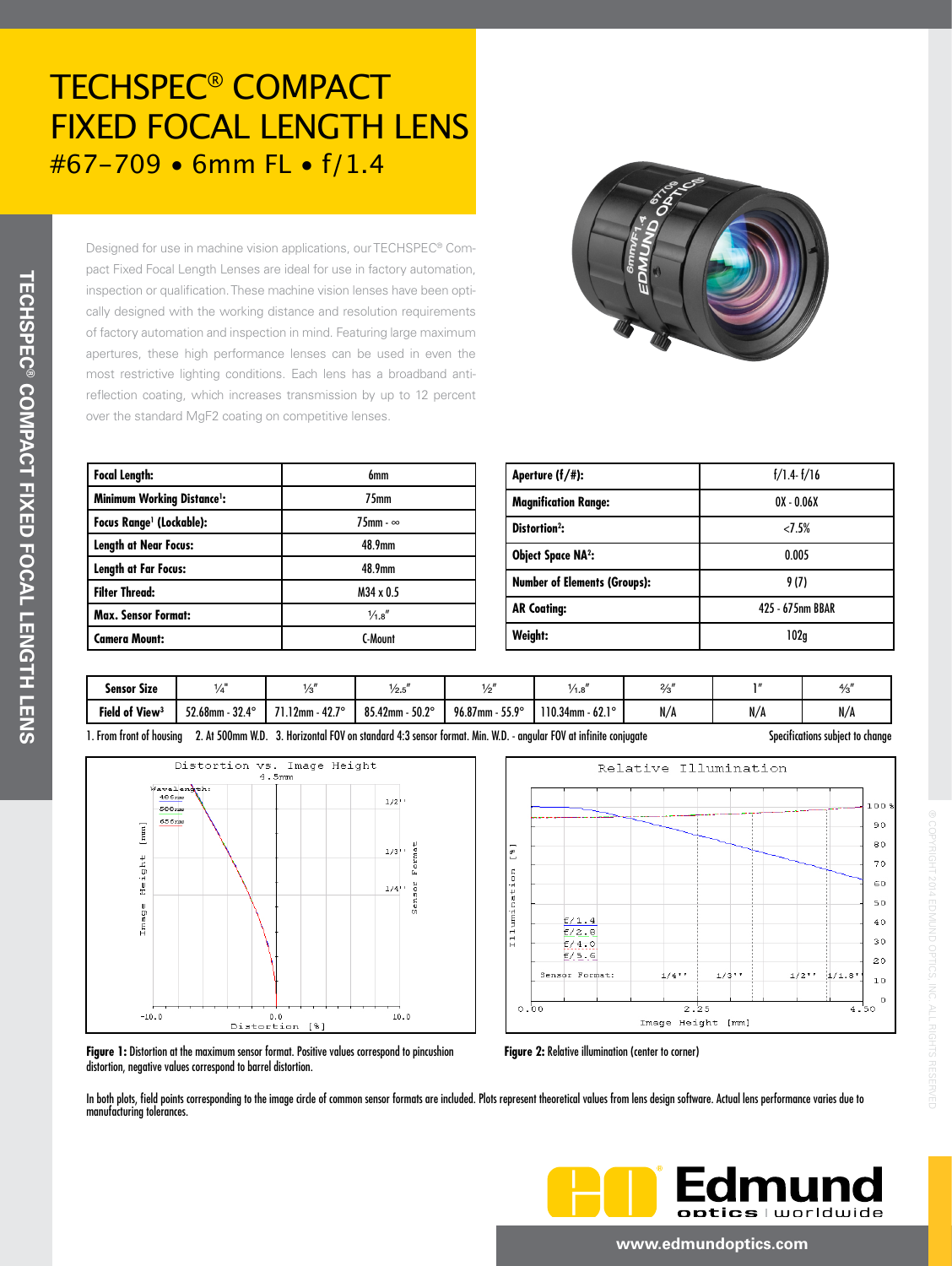# TECHSPEC® COMPACT FIXED FOCAL LENGTH LENS

## #67-709 • 6mm FL • f/1.4

Designed for use in machine vision applications, our TECHSPEC® Compact Fixed Focal Length Lenses are ideal for use in factory automation, inspection or qualification. These machine vision lenses have been optically designed with the working distance and resolution requirements of factory automation and inspection in mind. Featuring large maximum apertures, these high performance lenses can be used in even the most restrictive lighting conditions. Each lens has a broadband anti-reflection coating, which increases transmission by up to 12 percent over the standard MgF2 coating on competitive lenses.

| **Focal Length:** | 6mm |
|---|---|
| **Minimum Working Distance[1]:** | 75mm |
| **Focus Range[1] (Lockable):** | 75mm - ∞ |
| **Length at Near Focus:** | 48.9mm |
| **Length at Far Focus:** | 48.9mm |
| **Filter Thread:** | M34 x 0.5 |
| **Max. Sensor Format:** | 1/1.8" |
| **Camera Mount:** | C-Mount |

| **Aperture (f/#):** | f/1.4- f/16 |
|---|---|
| **Magnification Range:** | 0X - 0.06X |
| **Distortion[2]:** | <7.5% |
| **Object Space NA[2]:** | 0.005 |
| **Number of Elements (Groups):** | 9 (7) |
| **AR Coating:** | 425 - 675nm BBAR |
| **Weight:** | 102g |

| **Sensor Size** | 1/4" | 1/3" | 1/2.5" | 1/2" | 1/1.8" | 2/3" | 1" | 4/3" |
|---|---|---|---|---|---|---|---|---|
| **Field of View[3]** | 52.68mm - 32.4° | 71.12mm - 42.7° | 85.42mm - 50.2° | 96.87mm - 55.9° | 110.34mm - 62.1° | N/A | N/A | N/A |

1. From front of housing 2. At 500mm W.D. 3. Horizontal FOV on standard 4:3 sensor format. Min. W.D. - angular FOV at infinite conjugate

Specifications subject to change

**Figure 1:** Distortion at the maximum sensor format. Positive values correspond to pincushion distortion, negative values correspond to barrel distortion.

**Figure 2:** Relative illumination (center to corner)

In both plots, field points corresponding to the image circle of common sensor formats are included. Plots represent theoretical values from lens design software. Actual lens performance varies due to manufacturing tolerances.

www.edmundoptics.com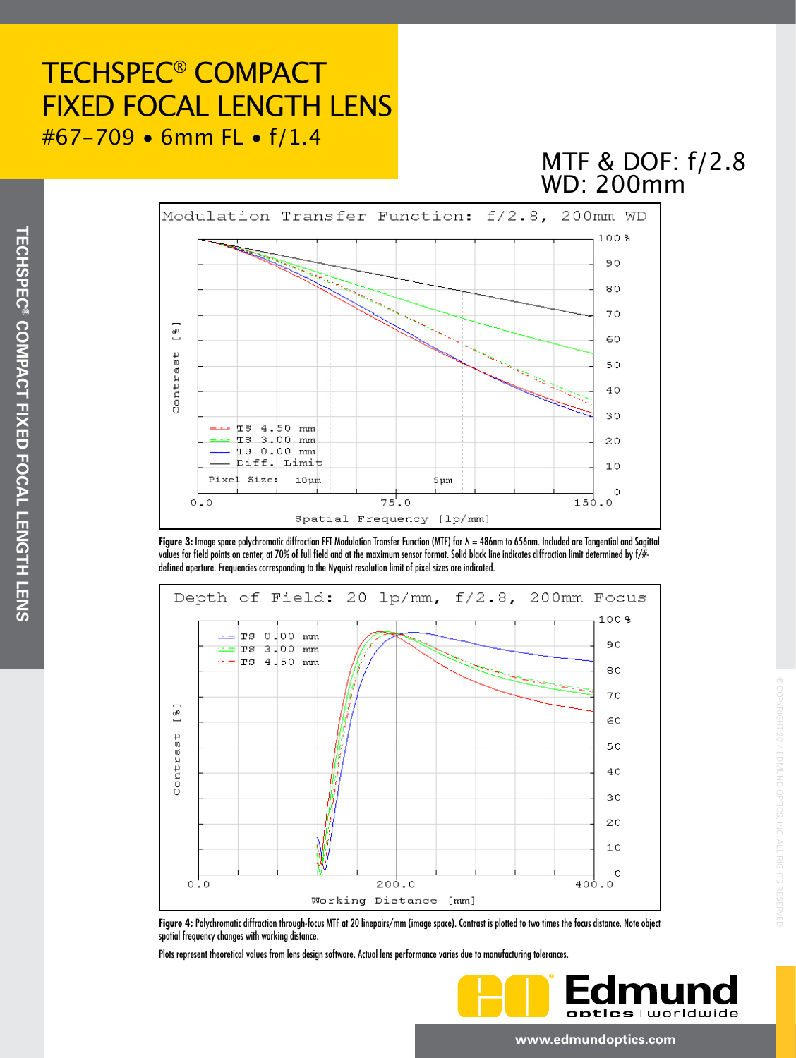# TECHSPEC® COMPACT FIXED FOCAL LENGTH LENS

#67-709 • 6mm FL • f/1.4

## MTF & DOF: f/2.8 WD: 200mm

**Figure 3:** Image space polychromatic diffraction FFT Modulation Transfer Function (MTF) for λ = 486nm to 656nm. Included are Tangential and Sagittal values for field points on center, at 70% of full field and at the maximum sensor format. Solid black line indicates diffraction limit determined by f/#-defined aperture. Frequencies corresponding to the Nyquist resolution limit of pixel sizes are indicated.

**Figure 4:** Polychromatic diffraction through-focus MTF at 20 linepairs/mm (image space). Contrast is plotted to two times the focus distance. Note object spatial frequency changes with working distance.

Plots represent theoretical values from lens design software. Actual lens performance varies due to manufacturing tolerances.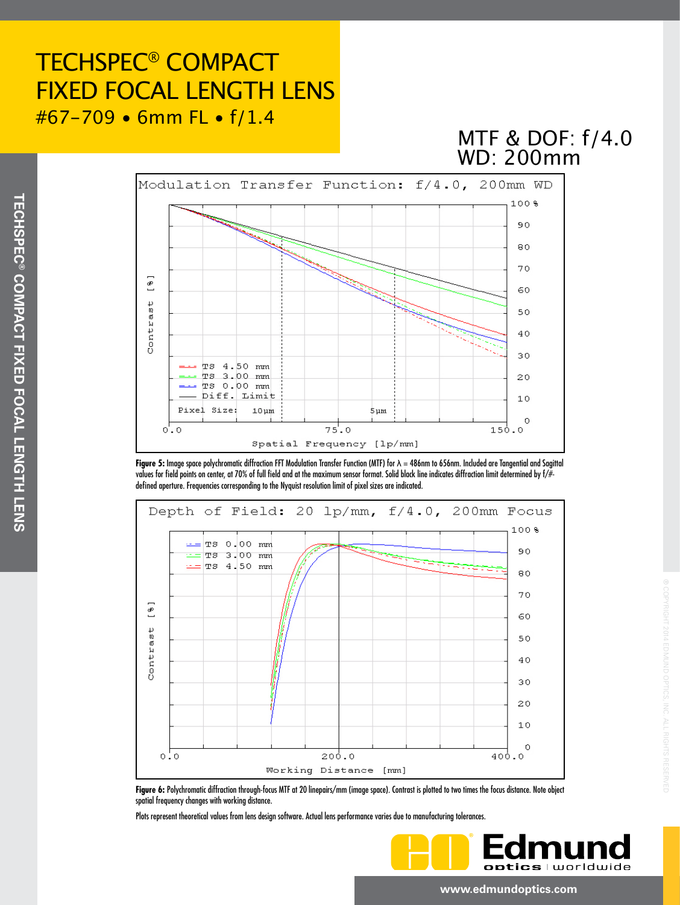# TECHSPEC® COMPACT FIXED FOCAL LENGTH LENS

#67-709 • 6mm FL • f/1.4

## MTF & DOF: f/4.0 WD: 200mm

**Figure 5:** Image space polychromatic diffraction FFT Modulation Transfer Function (MTF) for λ = 486nm to 656nm. Included are Tangential and Sagittal values for field points on center, at 70% of full field and at the maximum sensor format. Solid black line indicates diffraction limit determined by f/#-defined aperture. Frequencies corresponding to the Nyquist resolution limit of pixel sizes are indicated.

**Figure 6:** Polychromatic diffraction through-focus MTF at 20 linepairs/mm (image space). Contrast is plotted to two times the focus distance. Note object spatial frequency changes with working distance.

Plots represent theoretical values from lens design software. Actual lens performance varies due to manufacturing tolerances.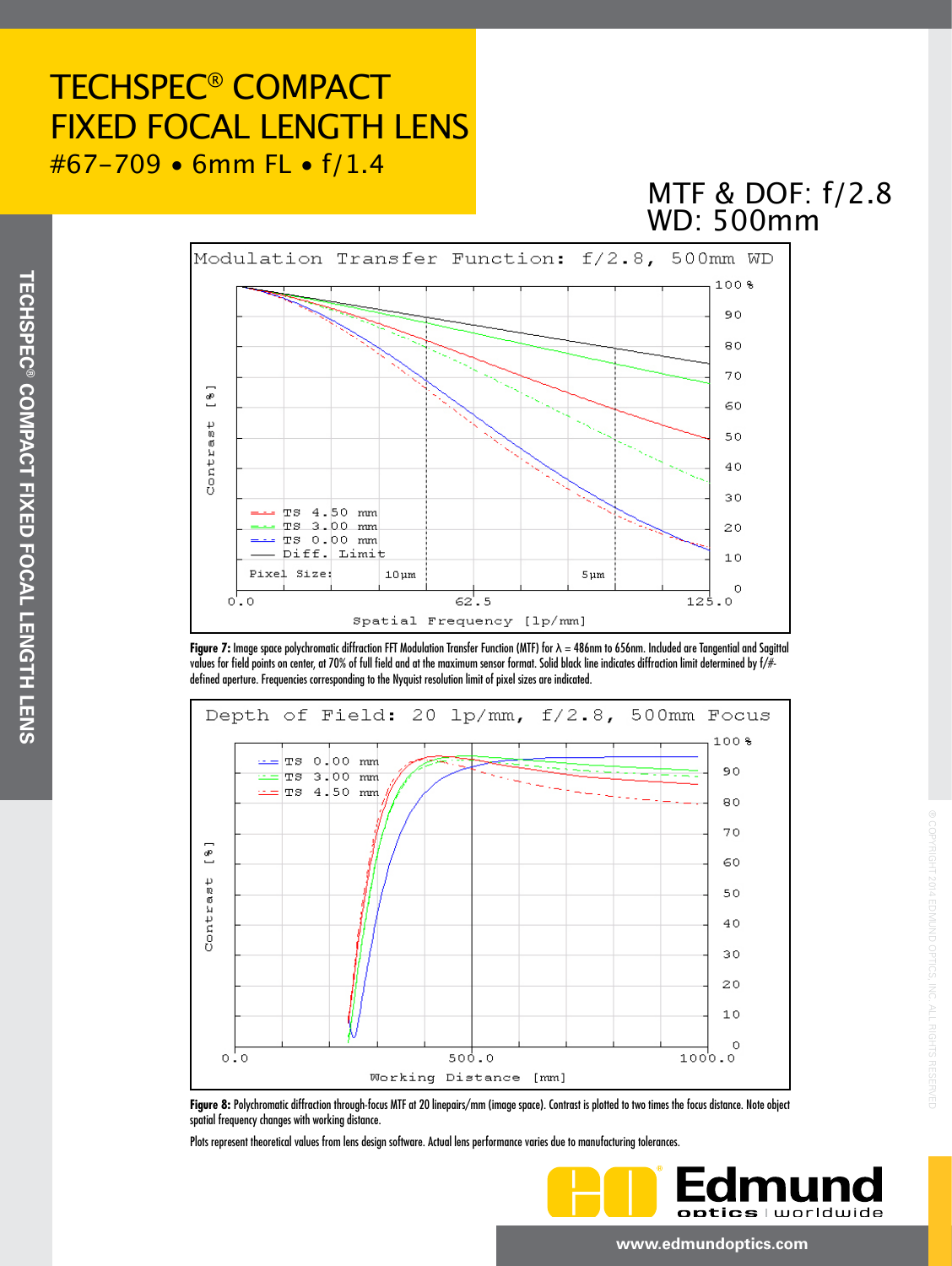# TECHSPEC® COMPACT FIXED FOCAL LENGTH LENS

#67-709 • 6mm FL • f/1.4

## MTF & DOF: f/2.8 WD: 500mm

**Figure 7:** Image space polychromatic diffraction FFT Modulation Transfer Function (MTF) for λ = 486nm to 656nm. Included are Tangential and Sagittal values for field points on center, at 70% of full field and at the maximum sensor format. Solid black line indicates diffraction limit determined by f/#-defined aperture. Frequencies corresponding to the Nyquist resolution limit of pixel sizes are indicated.

**Figure 8:** Polychromatic diffraction through-focus MTF at 20 linepairs/mm (image space). Contrast is plotted to two times the focus distance. Note object spatial frequency changes with working distance.

Plots represent theoretical values from lens design software. Actual lens performance varies due to manufacturing tolerances.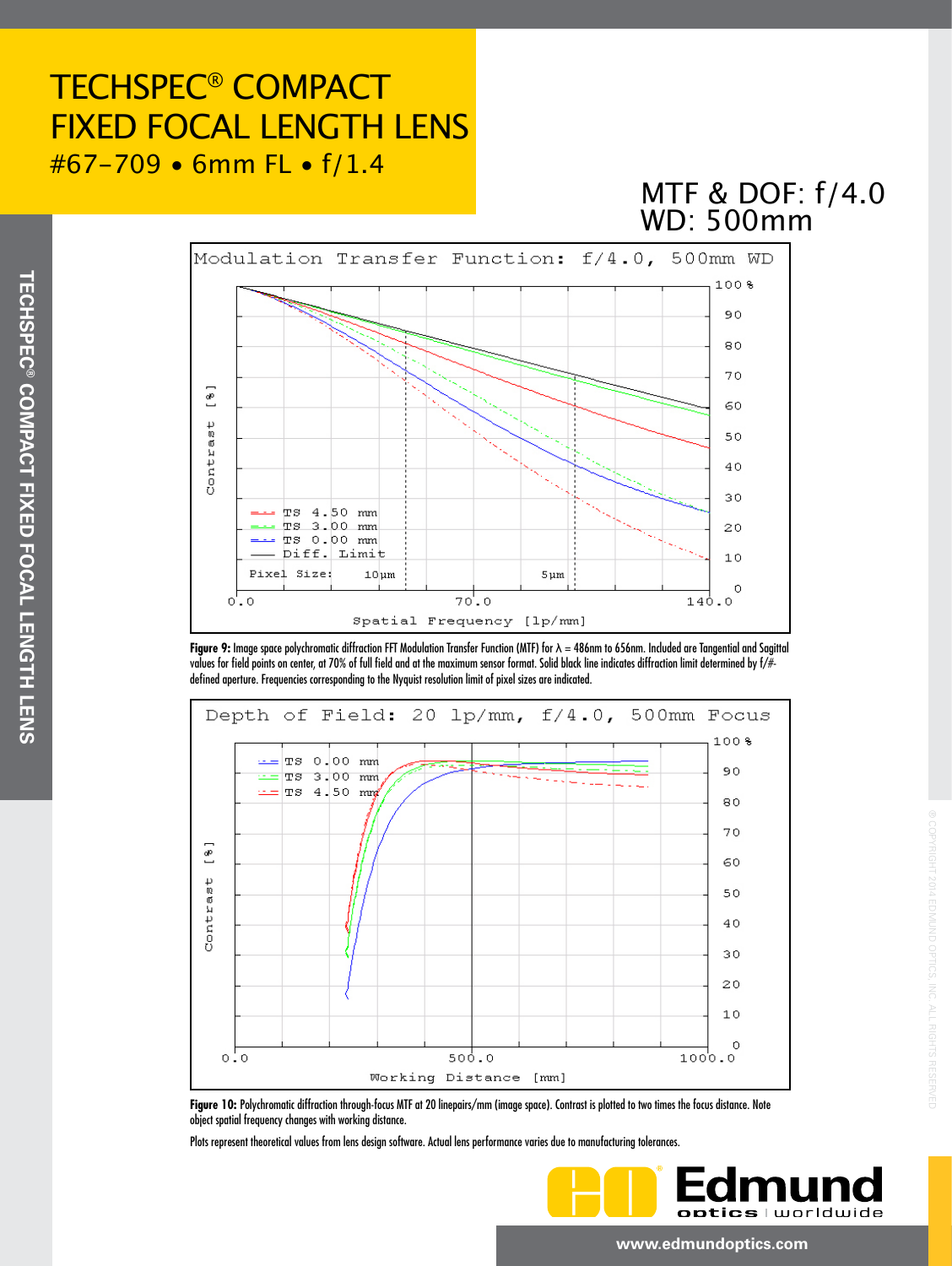# TECHSPEC® COMPACT FIXED FOCAL LENGTH LENS

#67-709 • 6mm FL • f/1.4

## MTF & DOF: f/4.0 WD: 500mm

Modulation Transfer Function: f/4.0, 500mm WD

Contrast [%]

100 %
90
80
70
60
50
40
30
20
10
0

TS 4.50 mm
TS 3.00 mm
TS 0.00 mm
Diff. Limit

Pixel Size: 10µm 5µm

0.0 70.0 140.0

Spatial Frequency [lp/mm]

**Figure 9:** Image space polychromatic diffraction FFT Modulation Transfer Function (MTF) for λ = 486nm to 656nm. Included are Tangential and Sagittal values for field points on center, at 70% of full field and at the maximum sensor format. Solid black line indicates diffraction limit determined by f/#-defined aperture. Frequencies corresponding to the Nyquist resolution limit of pixel sizes are indicated.

Depth of Field: 20 lp/mm, f/4.0, 500mm Focus

Contrast [%]

100 %
90
80
70
60
50
40
30
20
10
0

TS 0.00 mm
TS 3.00 mm
TS 4.50 mm

0.0 500.0 1000.0

Working Distance [mm]

**Figure 10:** Polychromatic diffraction through-focus MTF at 20 linepairs/mm (image space). Contrast is plotted to two times the focus distance. Note object spatial frequency changes with working distance.

Plots represent theoretical values from lens design software. Actual lens performance varies due to manufacturing tolerances.

© COPYRIGHT 2014 EDMUND OPTICS, INC. ALL RIGHTS RESERVED

Edmund optics | worldwide

www.edmundoptics.com